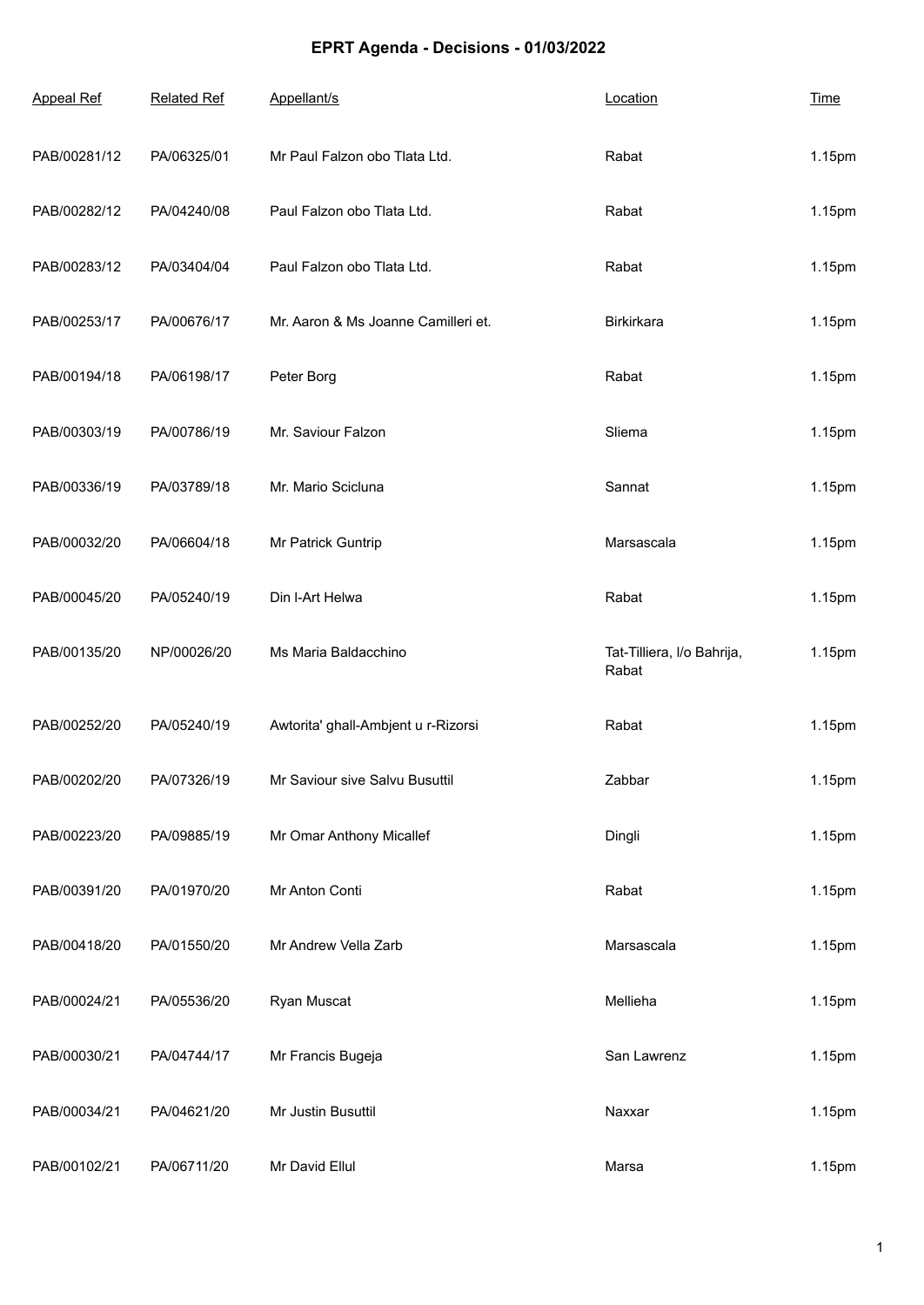# EPRT Agenda - Decisions - 01/03/2022

| Appeal Ref | Related Ref | Appellant/s | Location | Time |
|---|---|---|---|---|
| PAB/00281/12 | PA/06325/01 | Mr Paul Falzon obo Tlata Ltd. | Rabat | 1.15pm |
| PAB/00282/12 | PA/04240/08 | Paul Falzon obo Tlata Ltd. | Rabat | 1.15pm |
| PAB/00283/12 | PA/03404/04 | Paul Falzon obo Tlata Ltd. | Rabat | 1.15pm |
| PAB/00253/17 | PA/00676/17 | Mr. Aaron & Ms Joanne Camilleri et. | Birkirkara | 1.15pm |
| PAB/00194/18 | PA/06198/17 | Peter Borg | Rabat | 1.15pm |
| PAB/00303/19 | PA/00786/19 | Mr. Saviour Falzon | Sliema | 1.15pm |
| PAB/00336/19 | PA/03789/18 | Mr. Mario Scicluna | Sannat | 1.15pm |
| PAB/00032/20 | PA/06604/18 | Mr Patrick Guntrip | Marsascala | 1.15pm |
| PAB/00045/20 | PA/05240/19 | Din l-Art Helwa | Rabat | 1.15pm |
| PAB/00135/20 | NP/00026/20 | Ms Maria Baldacchino | Tat-Tilliera, l/o Bahrija, Rabat | 1.15pm |
| PAB/00252/20 | PA/05240/19 | Awtorita' ghall-Ambjent u r-Rizorsi | Rabat | 1.15pm |
| PAB/00202/20 | PA/07326/19 | Mr Saviour sive Salvu Busuttil | Zabbar | 1.15pm |
| PAB/00223/20 | PA/09885/19 | Mr Omar Anthony Micallef | Dingli | 1.15pm |
| PAB/00391/20 | PA/01970/20 | Mr Anton Conti | Rabat | 1.15pm |
| PAB/00418/20 | PA/01550/20 | Mr Andrew Vella Zarb | Marsascala | 1.15pm |
| PAB/00024/21 | PA/05536/20 | Ryan Muscat | Mellieha | 1.15pm |
| PAB/00030/21 | PA/04744/17 | Mr Francis Bugeja | San Lawrenz | 1.15pm |
| PAB/00034/21 | PA/04621/20 | Mr Justin Busuttil | Naxxar | 1.15pm |
| PAB/00102/21 | PA/06711/20 | Mr David Ellul | Marsa | 1.15pm |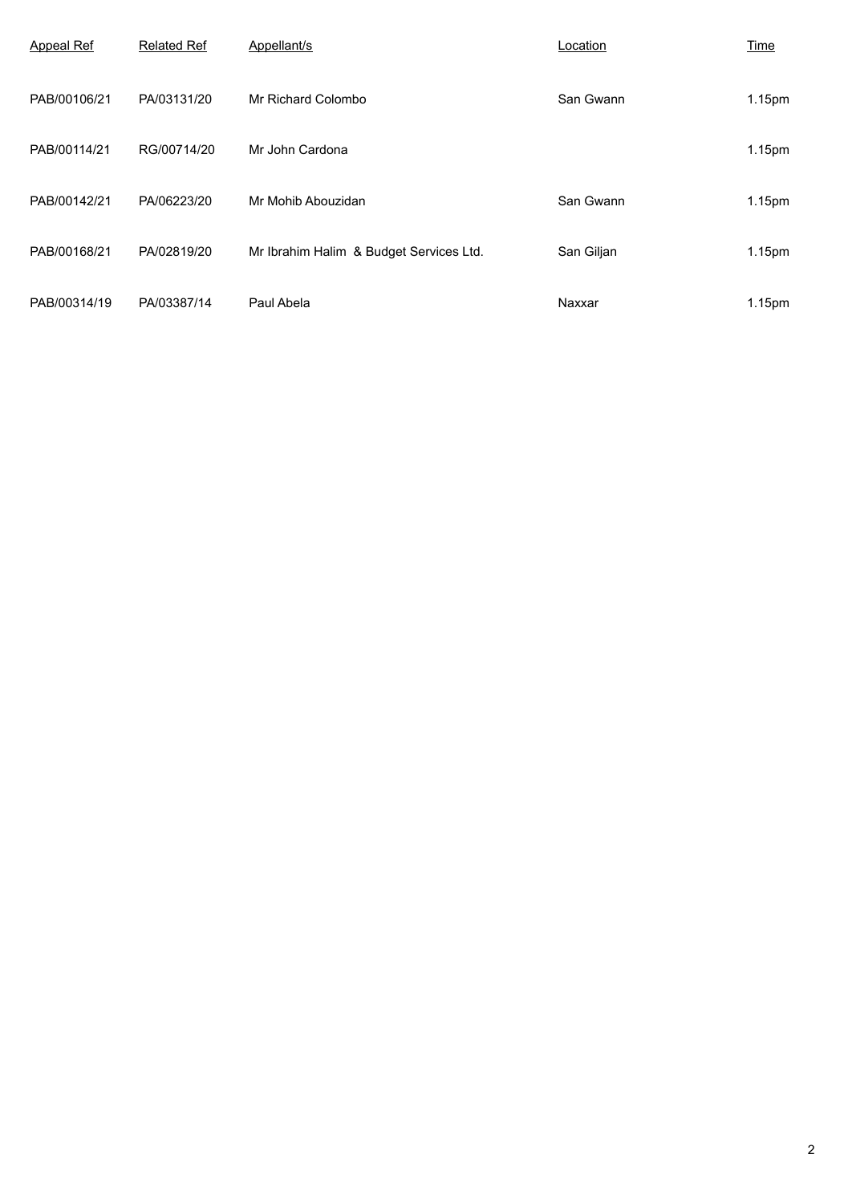| Appeal Ref | Related Ref | Appellant/s | Location | Time |
|---|---|---|---|---|
| PAB/00106/21 | PA/03131/20 | Mr Richard Colombo | San Gwann | 1.15pm |
| PAB/00114/21 | RG/00714/20 | Mr John Cardona | | 1.15pm |
| PAB/00142/21 | PA/06223/20 | Mr Mohib Abouzidan | San Gwann | 1.15pm |
| PAB/00168/21 | PA/02819/20 | Mr Ibrahim Halim & Budget Services Ltd. | San Giljan | 1.15pm |
| PAB/00314/19 | PA/03387/14 | Paul Abela | Naxxar | 1.15pm |